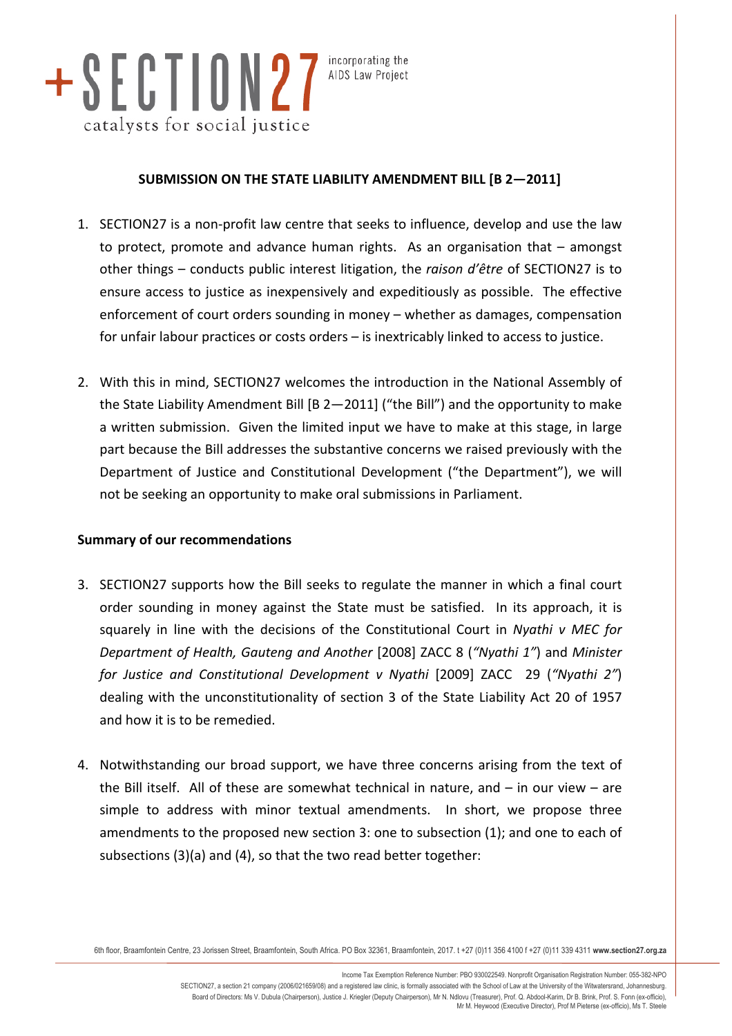+SECTION27 incorporating the AIDS Law Project

catalysts for social justice

**SUBMISSION ON THE STATE LIABILITY AMENDMENT BILL [B 2—2011]**

1. SECTION27 is a non-profit law centre that seeks to influence, develop and use the law to protect, promote and advance human rights. As an organisation that – amongst other things – conducts public interest litigation, the *raison d'être* of SECTION27 is to ensure access to justice as inexpensively and expeditiously as possible. The effective enforcement of court orders sounding in money – whether as damages, compensation for unfair labour practices or costs orders – is inextricably linked to access to justice.

2. With this in mind, SECTION27 welcomes the introduction in the National Assembly of the State Liability Amendment Bill [B 2—2011] ("the Bill") and the opportunity to make a written submission. Given the limited input we have to make at this stage, in large part because the Bill addresses the substantive concerns we raised previously with the Department of Justice and Constitutional Development ("the Department"), we will not be seeking an opportunity to make oral submissions in Parliament.

**Summary of our recommendations**

3. SECTION27 supports how the Bill seeks to regulate the manner in which a final court order sounding in money against the State must be satisfied. In its approach, it is squarely in line with the decisions of the Constitutional Court in *Nyathi v MEC for Department of Health, Gauteng and Another* [2008] ZACC 8 (*"Nyathi 1"*) and *Minister for Justice and Constitutional Development v Nyathi* [2009] ZACC 29 (*"Nyathi 2"*) dealing with the unconstitutionality of section 3 of the State Liability Act 20 of 1957 and how it is to be remedied.

4. Notwithstanding our broad support, we have three concerns arising from the text of the Bill itself. All of these are somewhat technical in nature, and – in our view – are simple to address with minor textual amendments. In short, we propose three amendments to the proposed new section 3: one to subsection (1); and one to each of subsections (3)(a) and (4), so that the two read better together: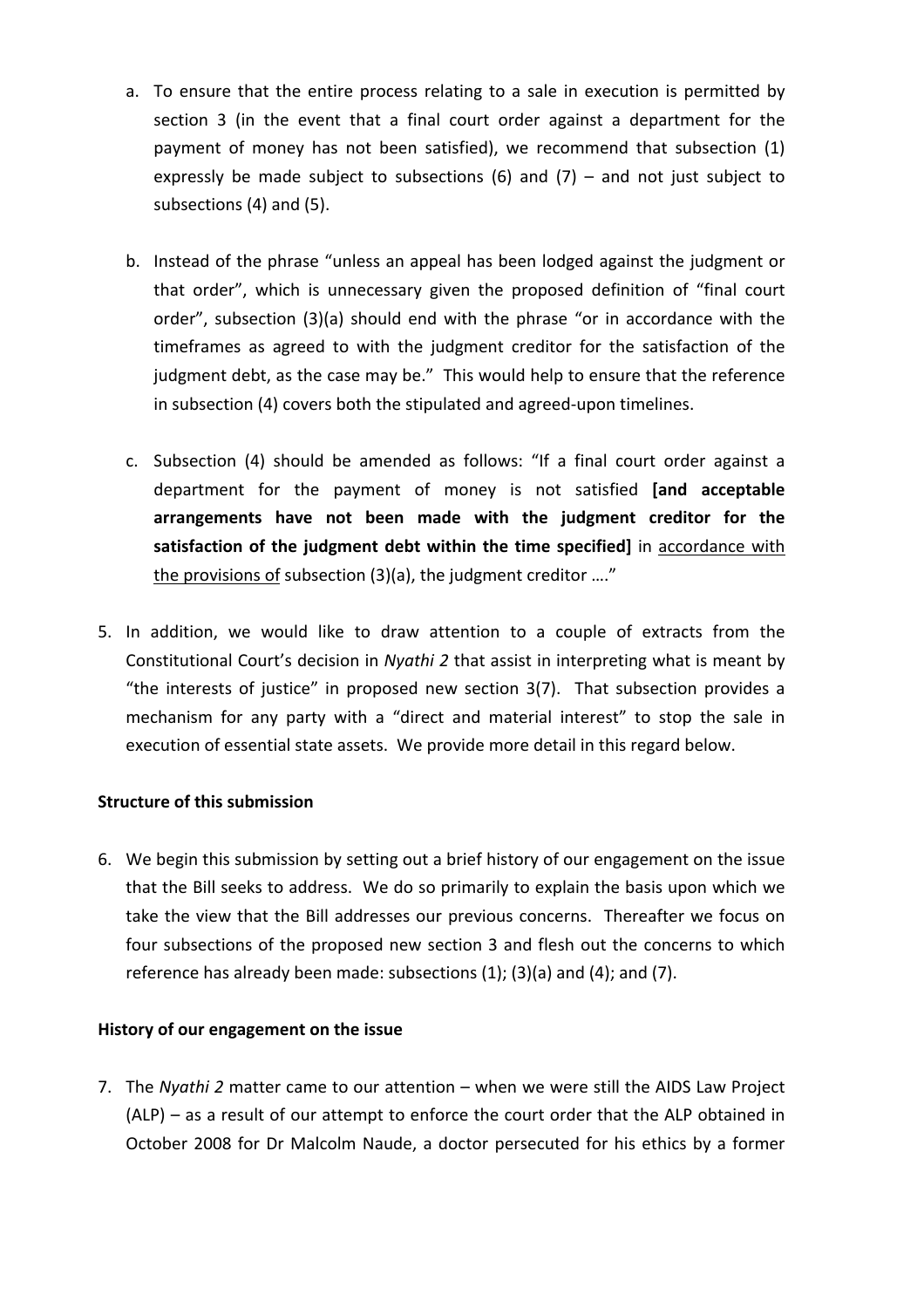a. To ensure that the entire process relating to a sale in execution is permitted by section 3 (in the event that a final court order against a department for the payment of money has not been satisfied), we recommend that subsection (1) expressly be made subject to subsections (6) and (7) – and not just subject to subsections (4) and (5).

b. Instead of the phrase "unless an appeal has been lodged against the judgment or that order", which is unnecessary given the proposed definition of "final court order", subsection (3)(a) should end with the phrase "or in accordance with the timeframes as agreed to with the judgment creditor for the satisfaction of the judgment debt, as the case may be." This would help to ensure that the reference in subsection (4) covers both the stipulated and agreed-upon timelines.

c. Subsection (4) should be amended as follows: "If a final court order against a department for the payment of money is not satisfied **[and acceptable arrangements have not been made with the judgment creditor for the satisfaction of the judgment debt within the time specified]** in <u>accordance with the provisions of</u> subsection (3)(a), the judgment creditor …."

5. In addition, we would like to draw attention to a couple of extracts from the Constitutional Court's decision in *Nyathi 2* that assist in interpreting what is meant by "the interests of justice" in proposed new section 3(7). That subsection provides a mechanism for any party with a "direct and material interest" to stop the sale in execution of essential state assets. We provide more detail in this regard below.

**Structure of this submission**

6. We begin this submission by setting out a brief history of our engagement on the issue that the Bill seeks to address. We do so primarily to explain the basis upon which we take the view that the Bill addresses our previous concerns. Thereafter we focus on four subsections of the proposed new section 3 and flesh out the concerns to which reference has already been made: subsections (1); (3)(a) and (4); and (7).

**History of our engagement on the issue**

7. The *Nyathi 2* matter came to our attention – when we were still the AIDS Law Project (ALP) – as a result of our attempt to enforce the court order that the ALP obtained in October 2008 for Dr Malcolm Naude, a doctor persecuted for his ethics by a former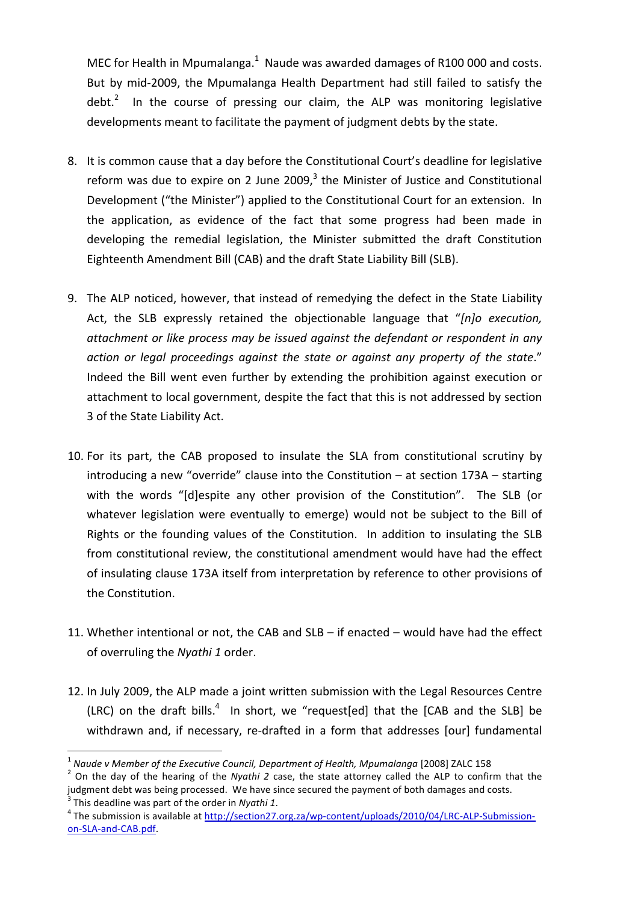MEC for Health in Mpumalanga.[1] Naude was awarded damages of R100 000 and costs. But by mid-2009, the Mpumalanga Health Department had still failed to satisfy the debt.[2] In the course of pressing our claim, the ALP was monitoring legislative developments meant to facilitate the payment of judgment debts by the state.

8. It is common cause that a day before the Constitutional Court's deadline for legislative reform was due to expire on 2 June 2009,[3] the Minister of Justice and Constitutional Development ("the Minister") applied to the Constitutional Court for an extension. In the application, as evidence of the fact that some progress had been made in developing the remedial legislation, the Minister submitted the draft Constitution Eighteenth Amendment Bill (CAB) and the draft State Liability Bill (SLB).

9. The ALP noticed, however, that instead of remedying the defect in the State Liability Act, the SLB expressly retained the objectionable language that "*[n]o execution, attachment or like process may be issued against the defendant or respondent in any action or legal proceedings against the state or against any property of the state*." Indeed the Bill went even further by extending the prohibition against execution or attachment to local government, despite the fact that this is not addressed by section 3 of the State Liability Act.

10. For its part, the CAB proposed to insulate the SLA from constitutional scrutiny by introducing a new "override" clause into the Constitution – at section 173A – starting with the words "[d]espite any other provision of the Constitution". The SLB (or whatever legislation were eventually to emerge) would not be subject to the Bill of Rights or the founding values of the Constitution. In addition to insulating the SLB from constitutional review, the constitutional amendment would have had the effect of insulating clause 173A itself from interpretation by reference to other provisions of the Constitution.

11. Whether intentional or not, the CAB and SLB – if enacted – would have had the effect of overruling the *Nyathi 1* order.

12. In July 2009, the ALP made a joint written submission with the Legal Resources Centre (LRC) on the draft bills.[4] In short, we "request[ed] that the [CAB and the SLB] be withdrawn and, if necessary, re-drafted in a form that addresses [our] fundamental

---

[1] *Naude v Member of the Executive Council, Department of Health, Mpumalanga* [2008] ZALC 158

[2] On the day of the hearing of the *Nyathi 2* case, the state attorney called the ALP to confirm that the judgment debt was being processed. We have since secured the payment of both damages and costs.

[3] This deadline was part of the order in *Nyathi 1*.

[4] The submission is available at http://section27.org.za/wp-content/uploads/2010/04/LRC-ALP-Submission-on-SLA-and-CAB.pdf.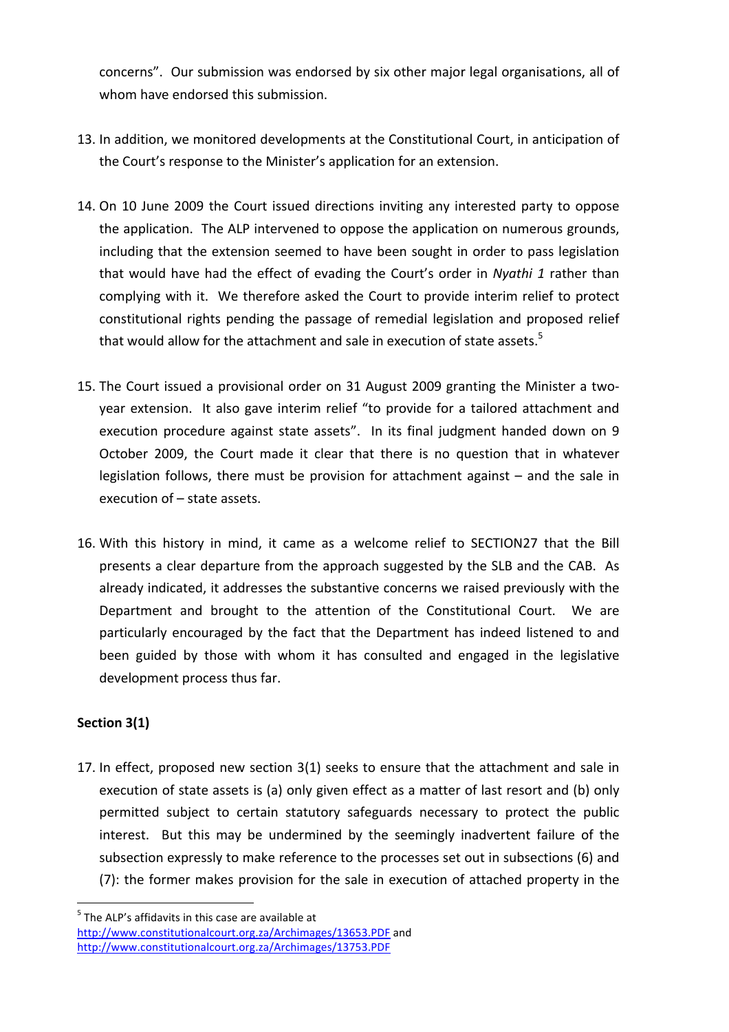concerns". Our submission was endorsed by six other major legal organisations, all of whom have endorsed this submission.

13. In addition, we monitored developments at the Constitutional Court, in anticipation of the Court's response to the Minister's application for an extension.

14. On 10 June 2009 the Court issued directions inviting any interested party to oppose the application. The ALP intervened to oppose the application on numerous grounds, including that the extension seemed to have been sought in order to pass legislation that would have had the effect of evading the Court's order in *Nyathi 1* rather than complying with it. We therefore asked the Court to provide interim relief to protect constitutional rights pending the passage of remedial legislation and proposed relief that would allow for the attachment and sale in execution of state assets.[5]

15. The Court issued a provisional order on 31 August 2009 granting the Minister a two-year extension. It also gave interim relief "to provide for a tailored attachment and execution procedure against state assets". In its final judgment handed down on 9 October 2009, the Court made it clear that there is no question that in whatever legislation follows, there must be provision for attachment against – and the sale in execution of – state assets.

16. With this history in mind, it came as a welcome relief to SECTION27 that the Bill presents a clear departure from the approach suggested by the SLB and the CAB. As already indicated, it addresses the substantive concerns we raised previously with the Department and brought to the attention of the Constitutional Court. We are particularly encouraged by the fact that the Department has indeed listened to and been guided by those with whom it has consulted and engaged in the legislative development process thus far.

**Section 3(1)**

17. In effect, proposed new section 3(1) seeks to ensure that the attachment and sale in execution of state assets is (a) only given effect as a matter of last resort and (b) only permitted subject to certain statutory safeguards necessary to protect the public interest. But this may be undermined by the seemingly inadvertent failure of the subsection expressly to make reference to the processes set out in subsections (6) and (7): the former makes provision for the sale in execution of attached property in the

---

[5] The ALP's affidavits in this case are available at http://www.constitutionalcourt.org.za/Archimages/13653.PDF and http://www.constitutionalcourt.org.za/Archimages/13753.PDF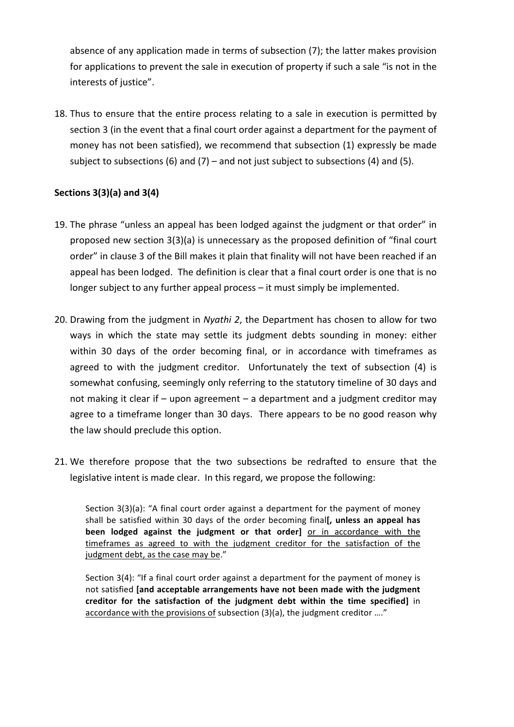absence of any application made in terms of subsection (7); the latter makes provision for applications to prevent the sale in execution of property if such a sale "is not in the interests of justice".

18. Thus to ensure that the entire process relating to a sale in execution is permitted by section 3 (in the event that a final court order against a department for the payment of money has not been satisfied), we recommend that subsection (1) expressly be made subject to subsections (6) and (7) – and not just subject to subsections (4) and (5).

**Sections 3(3)(a) and 3(4)**

19. The phrase "unless an appeal has been lodged against the judgment or that order" in proposed new section 3(3)(a) is unnecessary as the proposed definition of "final court order" in clause 3 of the Bill makes it plain that finality will not have been reached if an appeal has been lodged. The definition is clear that a final court order is one that is no longer subject to any further appeal process – it must simply be implemented.

20. Drawing from the judgment in *Nyathi 2*, the Department has chosen to allow for two ways in which the state may settle its judgment debts sounding in money: either within 30 days of the order becoming final, or in accordance with timeframes as agreed to with the judgment creditor. Unfortunately the text of subsection (4) is somewhat confusing, seemingly only referring to the statutory timeline of 30 days and not making it clear if – upon agreement – a department and a judgment creditor may agree to a timeframe longer than 30 days. There appears to be no good reason why the law should preclude this option.

21. We therefore propose that the two subsections be redrafted to ensure that the legislative intent is made clear. In this regard, we propose the following:

> Section 3(3)(a): "A final court order against a department for the payment of money shall be satisfied within 30 days of the order becoming final**[, unless an appeal has been lodged against the judgment or that order]** <u>or in accordance with the timeframes as agreed to with the judgment creditor for the satisfaction of the judgment debt, as the case may be</u>."
>
> Section 3(4): "If a final court order against a department for the payment of money is not satisfied **[and acceptable arrangements have not been made with the judgment creditor for the satisfaction of the judgment debt within the time specified]** in <u>accordance with the provisions of</u> subsection (3)(a), the judgment creditor …."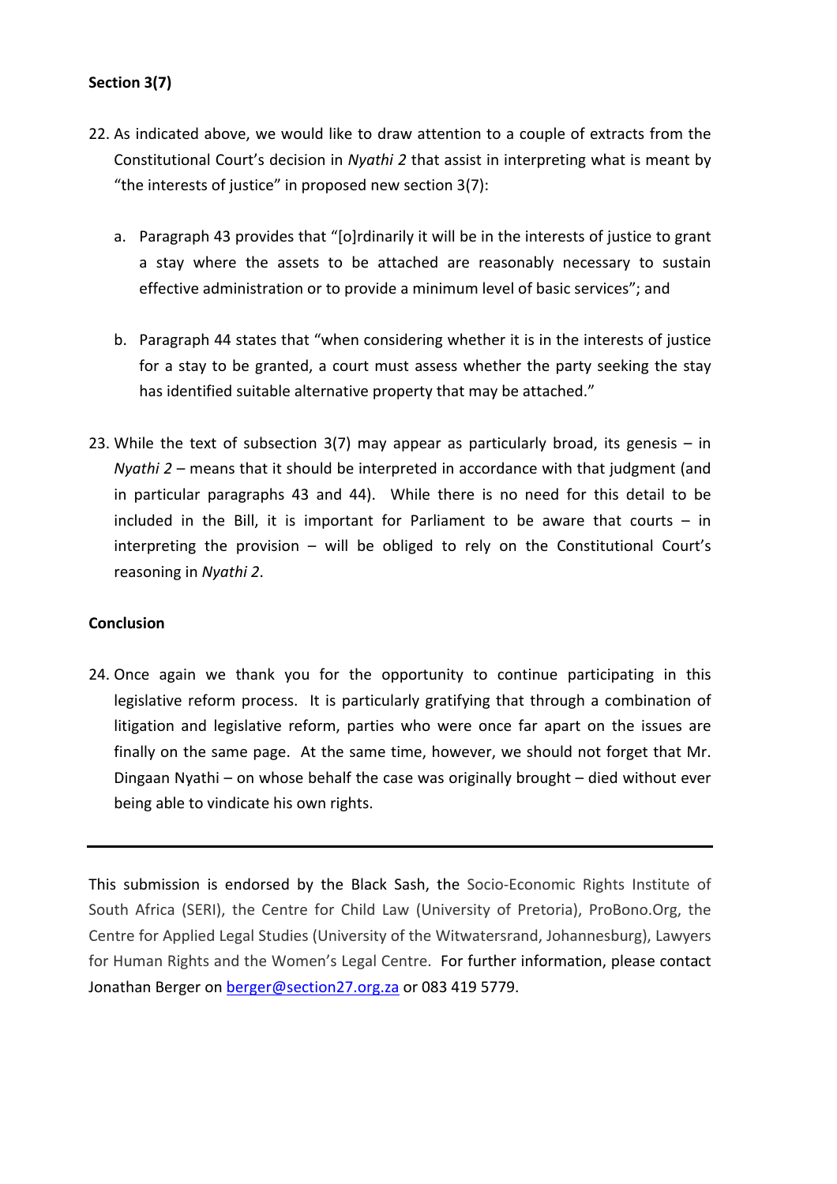**Section 3(7)**

22. As indicated above, we would like to draw attention to a couple of extracts from the Constitutional Court's decision in *Nyathi 2* that assist in interpreting what is meant by "the interests of justice" in proposed new section 3(7):

    a. Paragraph 43 provides that "[o]rdinarily it will be in the interests of justice to grant a stay where the assets to be attached are reasonably necessary to sustain effective administration or to provide a minimum level of basic services"; and

    b. Paragraph 44 states that "when considering whether it is in the interests of justice for a stay to be granted, a court must assess whether the party seeking the stay has identified suitable alternative property that may be attached."

23. While the text of subsection 3(7) may appear as particularly broad, its genesis – in *Nyathi 2* – means that it should be interpreted in accordance with that judgment (and in particular paragraphs 43 and 44). While there is no need for this detail to be included in the Bill, it is important for Parliament to be aware that courts – in interpreting the provision – will be obliged to rely on the Constitutional Court's reasoning in *Nyathi 2*.

**Conclusion**

24. Once again we thank you for the opportunity to continue participating in this legislative reform process. It is particularly gratifying that through a combination of litigation and legislative reform, parties who were once far apart on the issues are finally on the same page. At the same time, however, we should not forget that Mr. Dingaan Nyathi – on whose behalf the case was originally brought – died without ever being able to vindicate his own rights.

---

This submission is endorsed by the Black Sash, the Socio-Economic Rights Institute of South Africa (SERI), the Centre for Child Law (University of Pretoria), ProBono.Org, the Centre for Applied Legal Studies (University of the Witwatersrand, Johannesburg), Lawyers for Human Rights and the Women's Legal Centre. For further information, please contact Jonathan Berger on berger@section27.org.za or 083 419 5779.